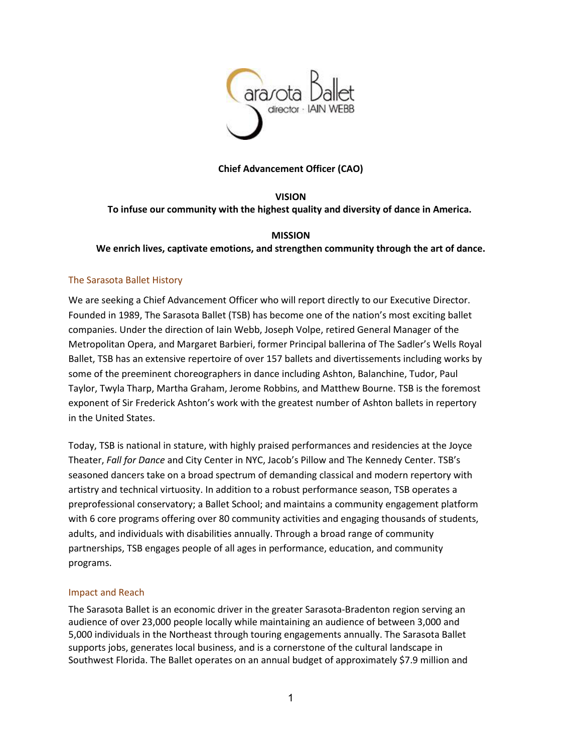**Chief Advancement Officer (CAO)**

**VISION**

**To infuse our community with the highest quality and diversity of dance in America.**

**MISSION**

**We enrich lives, captivate emotions, and strengthen community through the art of dance.**

## The Sarasota Ballet History

We are seeking a Chief Advancement Officer who will report directly to our Executive Director. Founded in 1989, The Sarasota Ballet (TSB) has become one of the nation's most exciting ballet companies. Under the direction of Iain Webb, Joseph Volpe, retired General Manager of the Metropolitan Opera, and Margaret Barbieri, former Principal ballerina of The Sadler's Wells Royal Ballet, TSB has an extensive repertoire of over 157 ballets and divertissements including works by some of the preeminent choreographers in dance including Ashton, Balanchine, Tudor, Paul Taylor, Twyla Tharp, Martha Graham, Jerome Robbins, and Matthew Bourne. TSB is the foremost exponent of Sir Frederick Ashton's work with the greatest number of Ashton ballets in repertory in the United States.

Today, TSB is national in stature, with highly praised performances and residencies at the Joyce Theater, *Fall for Dance* and City Center in NYC, Jacob's Pillow and The Kennedy Center. TSB's seasoned dancers take on a broad spectrum of demanding classical and modern repertory with artistry and technical virtuosity. In addition to a robust performance season, TSB operates a preprofessional conservatory; a Ballet School; and maintains a community engagement platform with 6 core programs offering over 80 community activities and engaging thousands of students, adults, and individuals with disabilities annually. Through a broad range of community partnerships, TSB engages people of all ages in performance, education, and community programs.

## Impact and Reach

The Sarasota Ballet is an economic driver in the greater Sarasota-Bradenton region serving an audience of over 23,000 people locally while maintaining an audience of between 3,000 and 5,000 individuals in the Northeast through touring engagements annually. The Sarasota Ballet supports jobs, generates local business, and is a cornerstone of the cultural landscape in Southwest Florida. The Ballet operates on an annual budget of approximately $7.9 million and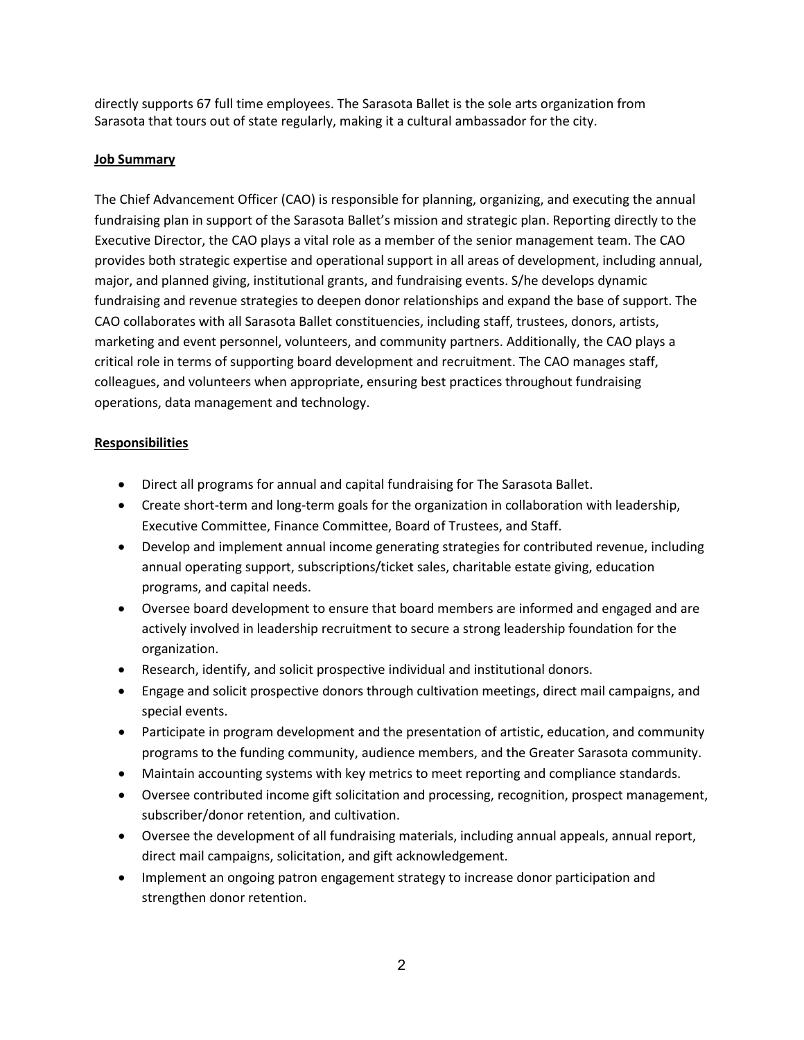directly supports 67 full time employees. The Sarasota Ballet is the sole arts organization from Sarasota that tours out of state regularly, making it a cultural ambassador for the city.

**Job Summary**

The Chief Advancement Officer (CAO) is responsible for planning, organizing, and executing the annual fundraising plan in support of the Sarasota Ballet's mission and strategic plan. Reporting directly to the Executive Director, the CAO plays a vital role as a member of the senior management team. The CAO provides both strategic expertise and operational support in all areas of development, including annual, major, and planned giving, institutional grants, and fundraising events. S/he develops dynamic fundraising and revenue strategies to deepen donor relationships and expand the base of support. The CAO collaborates with all Sarasota Ballet constituencies, including staff, trustees, donors, artists, marketing and event personnel, volunteers, and community partners. Additionally, the CAO plays a critical role in terms of supporting board development and recruitment. The CAO manages staff, colleagues, and volunteers when appropriate, ensuring best practices throughout fundraising operations, data management and technology.

**Responsibilities**

- Direct all programs for annual and capital fundraising for The Sarasota Ballet.
- Create short-term and long-term goals for the organization in collaboration with leadership, Executive Committee, Finance Committee, Board of Trustees, and Staff.
- Develop and implement annual income generating strategies for contributed revenue, including annual operating support, subscriptions/ticket sales, charitable estate giving, education programs, and capital needs.
- Oversee board development to ensure that board members are informed and engaged and are actively involved in leadership recruitment to secure a strong leadership foundation for the organization.
- Research, identify, and solicit prospective individual and institutional donors.
- Engage and solicit prospective donors through cultivation meetings, direct mail campaigns, and special events.
- Participate in program development and the presentation of artistic, education, and community programs to the funding community, audience members, and the Greater Sarasota community.
- Maintain accounting systems with key metrics to meet reporting and compliance standards.
- Oversee contributed income gift solicitation and processing, recognition, prospect management, subscriber/donor retention, and cultivation.
- Oversee the development of all fundraising materials, including annual appeals, annual report, direct mail campaigns, solicitation, and gift acknowledgement.
- Implement an ongoing patron engagement strategy to increase donor participation and strengthen donor retention.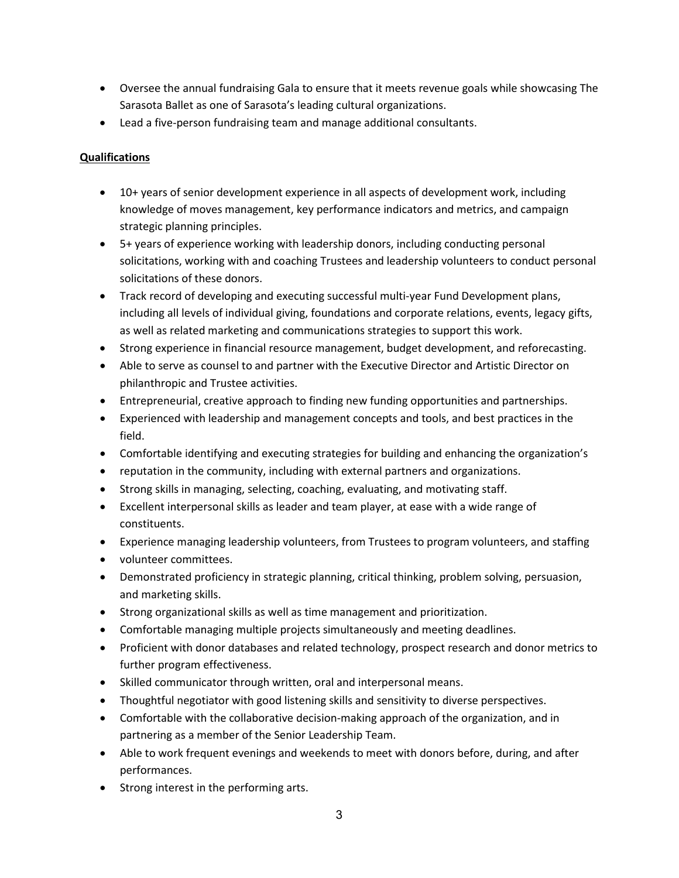- Oversee the annual fundraising Gala to ensure that it meets revenue goals while showcasing The Sarasota Ballet as one of Sarasota's leading cultural organizations.
- Lead a five-person fundraising team and manage additional consultants.

**Qualifications**

- 10+ years of senior development experience in all aspects of development work, including knowledge of moves management, key performance indicators and metrics, and campaign strategic planning principles.
- 5+ years of experience working with leadership donors, including conducting personal solicitations, working with and coaching Trustees and leadership volunteers to conduct personal solicitations of these donors.
- Track record of developing and executing successful multi-year Fund Development plans, including all levels of individual giving, foundations and corporate relations, events, legacy gifts, as well as related marketing and communications strategies to support this work.
- Strong experience in financial resource management, budget development, and reforecasting.
- Able to serve as counsel to and partner with the Executive Director and Artistic Director on philanthropic and Trustee activities.
- Entrepreneurial, creative approach to finding new funding opportunities and partnerships.
- Experienced with leadership and management concepts and tools, and best practices in the field.
- Comfortable identifying and executing strategies for building and enhancing the organization's
- reputation in the community, including with external partners and organizations.
- Strong skills in managing, selecting, coaching, evaluating, and motivating staff.
- Excellent interpersonal skills as leader and team player, at ease with a wide range of constituents.
- Experience managing leadership volunteers, from Trustees to program volunteers, and staffing
- volunteer committees.
- Demonstrated proficiency in strategic planning, critical thinking, problem solving, persuasion, and marketing skills.
- Strong organizational skills as well as time management and prioritization.
- Comfortable managing multiple projects simultaneously and meeting deadlines.
- Proficient with donor databases and related technology, prospect research and donor metrics to further program effectiveness.
- Skilled communicator through written, oral and interpersonal means.
- Thoughtful negotiator with good listening skills and sensitivity to diverse perspectives.
- Comfortable with the collaborative decision-making approach of the organization, and in partnering as a member of the Senior Leadership Team.
- Able to work frequent evenings and weekends to meet with donors before, during, and after performances.
- Strong interest in the performing arts.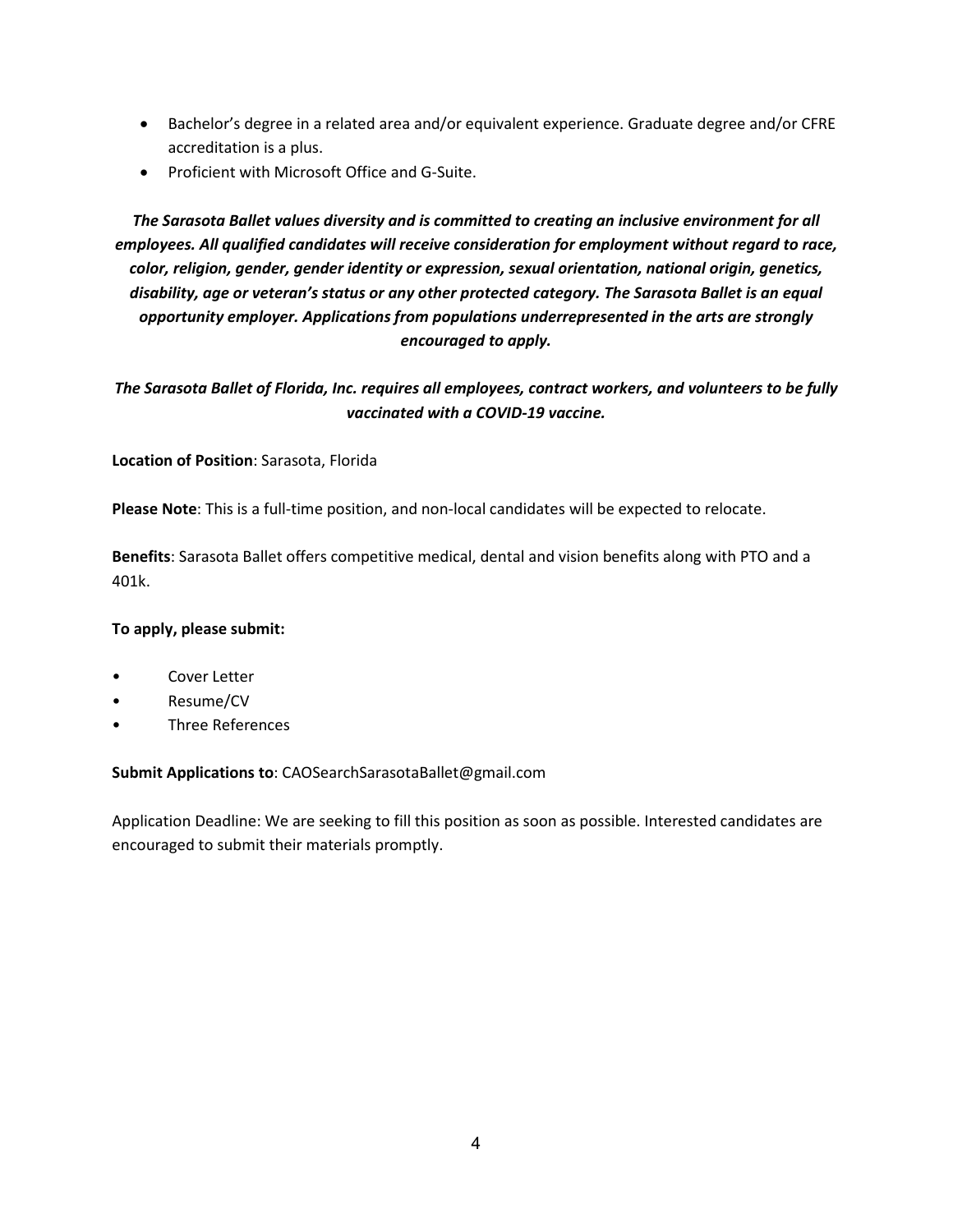- Bachelor's degree in a related area and/or equivalent experience. Graduate degree and/or CFRE accreditation is a plus.
- Proficient with Microsoft Office and G-Suite.

***The Sarasota Ballet values diversity and is committed to creating an inclusive environment for all employees. All qualified candidates will receive consideration for employment without regard to race, color, religion, gender, gender identity or expression, sexual orientation, national origin, genetics, disability, age or veteran's status or any other protected category. The Sarasota Ballet is an equal opportunity employer. Applications from populations underrepresented in the arts are strongly encouraged to apply.***

***The Sarasota Ballet of Florida, Inc. requires all employees, contract workers, and volunteers to be fully vaccinated with a COVID-19 vaccine.***

**Location of Position**: Sarasota, Florida

**Please Note**: This is a full-time position, and non-local candidates will be expected to relocate.

**Benefits**: Sarasota Ballet offers competitive medical, dental and vision benefits along with PTO and a 401k.

**To apply, please submit:**

- Cover Letter
- Resume/CV
- Three References

**Submit Applications to**: CAOSearchSarasotaBallet@gmail.com

Application Deadline: We are seeking to fill this position as soon as possible. Interested candidates are encouraged to submit their materials promptly.